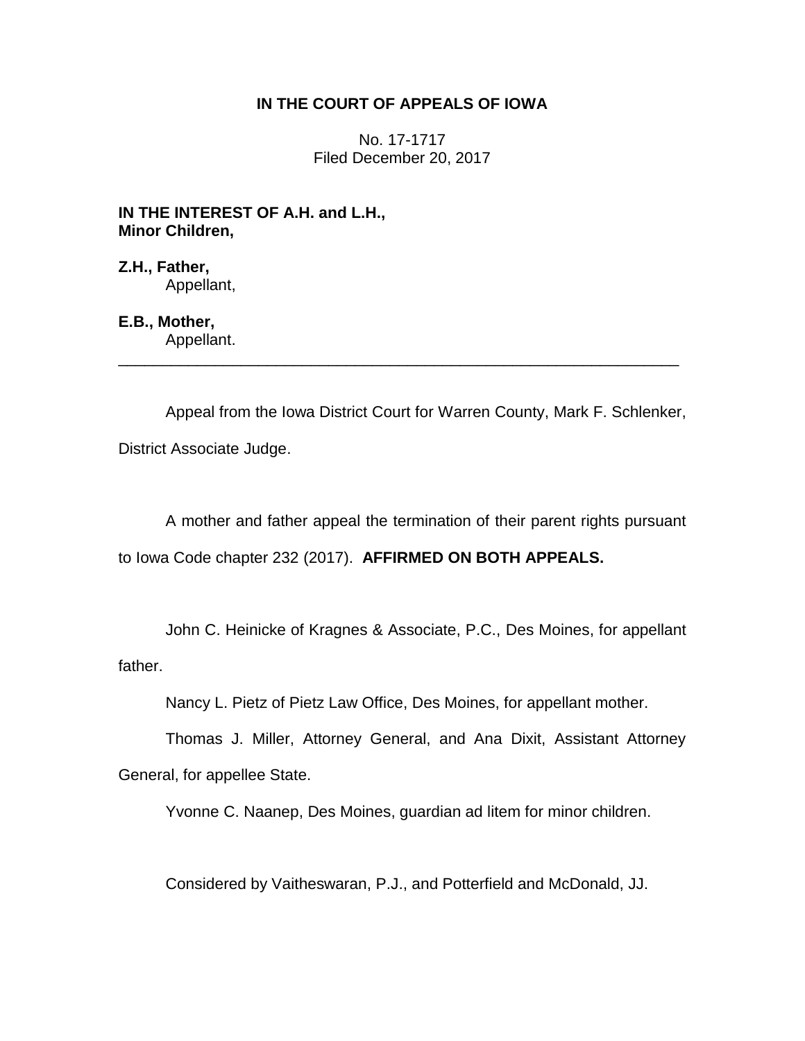# IN THE COURT OF APPEALS OF IOWA

No. 17-1717
Filed December 20, 2017

**IN THE INTEREST OF A.H. and L.H.,
Minor Children,**

**Z.H., Father,**
Appellant,

**E.B., Mother,**
Appellant.

---

Appeal from the Iowa District Court for Warren County, Mark F. Schlenker, District Associate Judge.

A mother and father appeal the termination of their parent rights pursuant to Iowa Code chapter 232 (2017). **AFFIRMED ON BOTH APPEALS.**

John C. Heinicke of Kragnes & Associate, P.C., Des Moines, for appellant father.

Nancy L. Pietz of Pietz Law Office, Des Moines, for appellant mother.

Thomas J. Miller, Attorney General, and Ana Dixit, Assistant Attorney General, for appellee State.

Yvonne C. Naanep, Des Moines, guardian ad litem for minor children.

Considered by Vaitheswaran, P.J., and Potterfield and McDonald, JJ.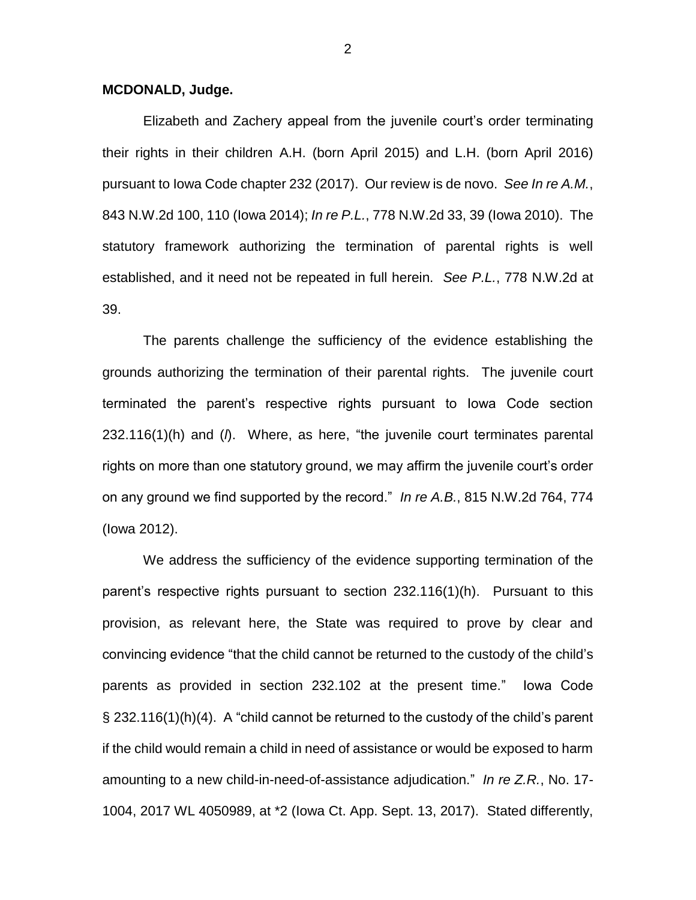**MCDONALD, Judge.**

Elizabeth and Zachery appeal from the juvenile court's order terminating their rights in their children A.H. (born April 2015) and L.H. (born April 2016) pursuant to Iowa Code chapter 232 (2017). Our review is de novo. *See In re A.M.*, 843 N.W.2d 100, 110 (Iowa 2014); *In re P.L.*, 778 N.W.2d 33, 39 (Iowa 2010). The statutory framework authorizing the termination of parental rights is well established, and it need not be repeated in full herein. *See P.L.*, 778 N.W.2d at 39.

The parents challenge the sufficiency of the evidence establishing the grounds authorizing the termination of their parental rights. The juvenile court terminated the parent's respective rights pursuant to Iowa Code section 232.116(1)(h) and (*l*). Where, as here, "the juvenile court terminates parental rights on more than one statutory ground, we may affirm the juvenile court's order on any ground we find supported by the record." *In re A.B.*, 815 N.W.2d 764, 774 (Iowa 2012).

We address the sufficiency of the evidence supporting termination of the parent's respective rights pursuant to section 232.116(1)(h). Pursuant to this provision, as relevant here, the State was required to prove by clear and convincing evidence "that the child cannot be returned to the custody of the child's parents as provided in section 232.102 at the present time." Iowa Code § 232.116(1)(h)(4). A "child cannot be returned to the custody of the child's parent if the child would remain a child in need of assistance or would be exposed to harm amounting to a new child-in-need-of-assistance adjudication." *In re Z.R.*, No. 17-1004, 2017 WL 4050989, at *2 (Iowa Ct. App. Sept. 13, 2017). Stated differently,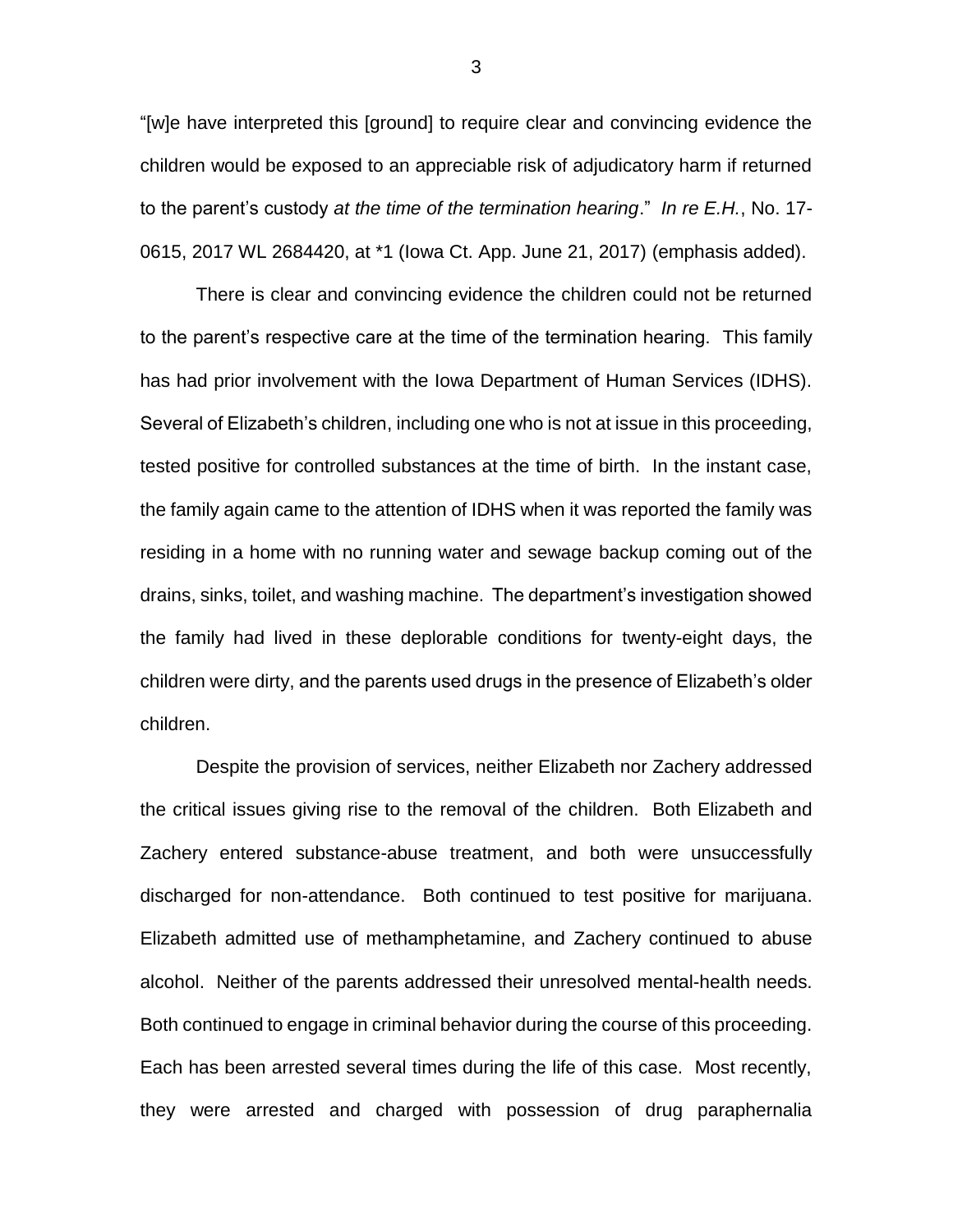"[w]e have interpreted this [ground] to require clear and convincing evidence the children would be exposed to an appreciable risk of adjudicatory harm if returned to the parent's custody *at the time of the termination hearing*." *In re E.H.*, No. 17-0615, 2017 WL 2684420, at *1 (Iowa Ct. App. June 21, 2017) (emphasis added).

There is clear and convincing evidence the children could not be returned to the parent's respective care at the time of the termination hearing. This family has had prior involvement with the Iowa Department of Human Services (IDHS). Several of Elizabeth's children, including one who is not at issue in this proceeding, tested positive for controlled substances at the time of birth. In the instant case, the family again came to the attention of IDHS when it was reported the family was residing in a home with no running water and sewage backup coming out of the drains, sinks, toilet, and washing machine. The department's investigation showed the family had lived in these deplorable conditions for twenty-eight days, the children were dirty, and the parents used drugs in the presence of Elizabeth's older children.

Despite the provision of services, neither Elizabeth nor Zachery addressed the critical issues giving rise to the removal of the children. Both Elizabeth and Zachery entered substance-abuse treatment, and both were unsuccessfully discharged for non-attendance. Both continued to test positive for marijuana. Elizabeth admitted use of methamphetamine, and Zachery continued to abuse alcohol. Neither of the parents addressed their unresolved mental-health needs. Both continued to engage in criminal behavior during the course of this proceeding. Each has been arrested several times during the life of this case. Most recently, they were arrested and charged with possession of drug paraphernalia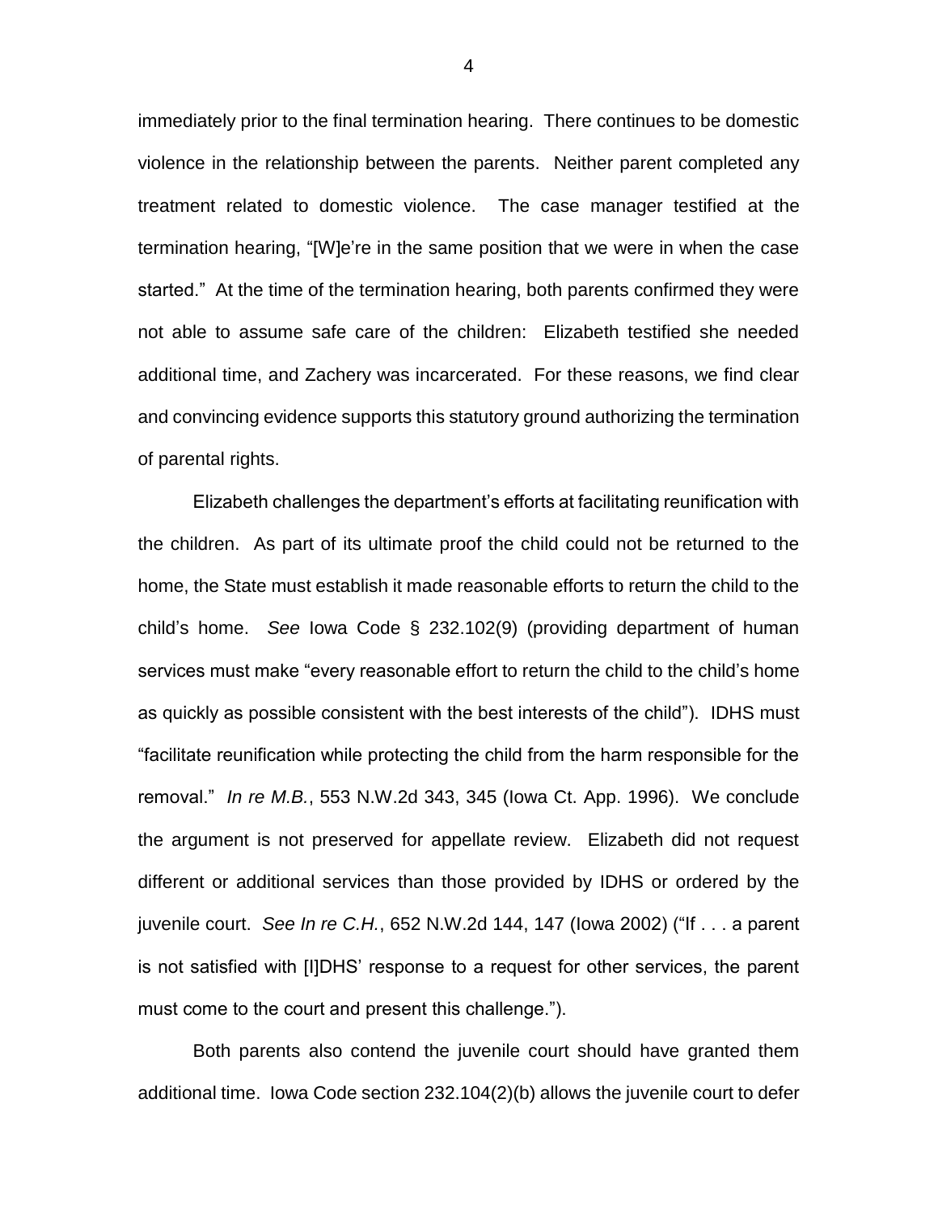immediately prior to the final termination hearing. There continues to be domestic violence in the relationship between the parents. Neither parent completed any treatment related to domestic violence. The case manager testified at the termination hearing, "[W]e're in the same position that we were in when the case started." At the time of the termination hearing, both parents confirmed they were not able to assume safe care of the children: Elizabeth testified she needed additional time, and Zachery was incarcerated. For these reasons, we find clear and convincing evidence supports this statutory ground authorizing the termination of parental rights.

Elizabeth challenges the department's efforts at facilitating reunification with the children. As part of its ultimate proof the child could not be returned to the home, the State must establish it made reasonable efforts to return the child to the child's home. *See* Iowa Code § 232.102(9) (providing department of human services must make "every reasonable effort to return the child to the child's home as quickly as possible consistent with the best interests of the child"). IDHS must "facilitate reunification while protecting the child from the harm responsible for the removal." *In re M.B.*, 553 N.W.2d 343, 345 (Iowa Ct. App. 1996). We conclude the argument is not preserved for appellate review. Elizabeth did not request different or additional services than those provided by IDHS or ordered by the juvenile court. *See In re C.H.*, 652 N.W.2d 144, 147 (Iowa 2002) ("If . . . a parent is not satisfied with [I]DHS' response to a request for other services, the parent must come to the court and present this challenge.").

Both parents also contend the juvenile court should have granted them additional time. Iowa Code section 232.104(2)(b) allows the juvenile court to defer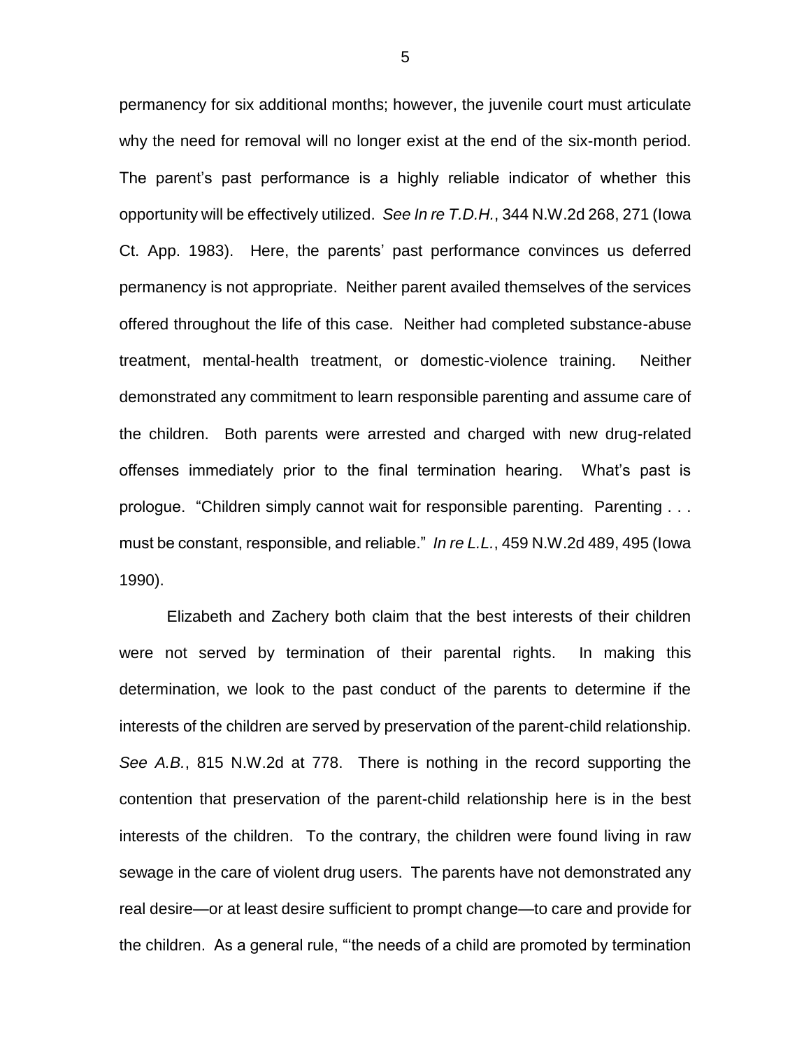permanency for six additional months; however, the juvenile court must articulate why the need for removal will no longer exist at the end of the six-month period. The parent's past performance is a highly reliable indicator of whether this opportunity will be effectively utilized. *See In re T.D.H.*, 344 N.W.2d 268, 271 (Iowa Ct. App. 1983). Here, the parents' past performance convinces us deferred permanency is not appropriate. Neither parent availed themselves of the services offered throughout the life of this case. Neither had completed substance-abuse treatment, mental-health treatment, or domestic-violence training. Neither demonstrated any commitment to learn responsible parenting and assume care of the children. Both parents were arrested and charged with new drug-related offenses immediately prior to the final termination hearing. What's past is prologue. "Children simply cannot wait for responsible parenting. Parenting . . . must be constant, responsible, and reliable." *In re L.L.*, 459 N.W.2d 489, 495 (Iowa 1990).

Elizabeth and Zachery both claim that the best interests of their children were not served by termination of their parental rights. In making this determination, we look to the past conduct of the parents to determine if the interests of the children are served by preservation of the parent-child relationship. *See A.B.*, 815 N.W.2d at 778. There is nothing in the record supporting the contention that preservation of the parent-child relationship here is in the best interests of the children. To the contrary, the children were found living in raw sewage in the care of violent drug users. The parents have not demonstrated any real desire—or at least desire sufficient to prompt change—to care and provide for the children. As a general rule, "'the needs of a child are promoted by termination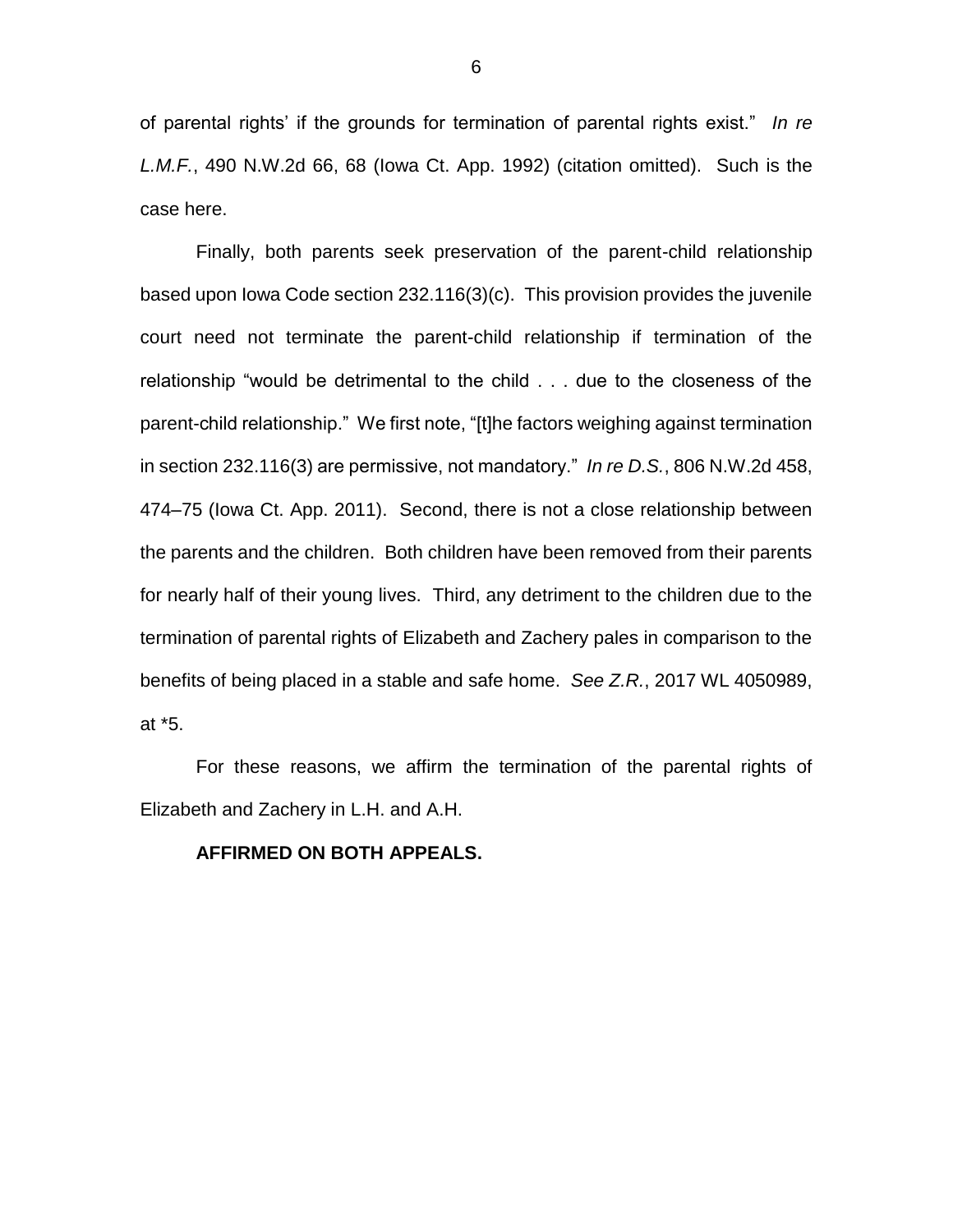of parental rights' if the grounds for termination of parental rights exist." *In re L.M.F.*, 490 N.W.2d 66, 68 (Iowa Ct. App. 1992) (citation omitted). Such is the case here.

Finally, both parents seek preservation of the parent-child relationship based upon Iowa Code section 232.116(3)(c). This provision provides the juvenile court need not terminate the parent-child relationship if termination of the relationship "would be detrimental to the child . . . due to the closeness of the parent-child relationship." We first note, "[t]he factors weighing against termination in section 232.116(3) are permissive, not mandatory." *In re D.S.*, 806 N.W.2d 458, 474–75 (Iowa Ct. App. 2011). Second, there is not a close relationship between the parents and the children. Both children have been removed from their parents for nearly half of their young lives. Third, any detriment to the children due to the termination of parental rights of Elizabeth and Zachery pales in comparison to the benefits of being placed in a stable and safe home. *See Z.R.*, 2017 WL 4050989, at *5.

For these reasons, we affirm the termination of the parental rights of Elizabeth and Zachery in L.H. and A.H.

**AFFIRMED ON BOTH APPEALS.**